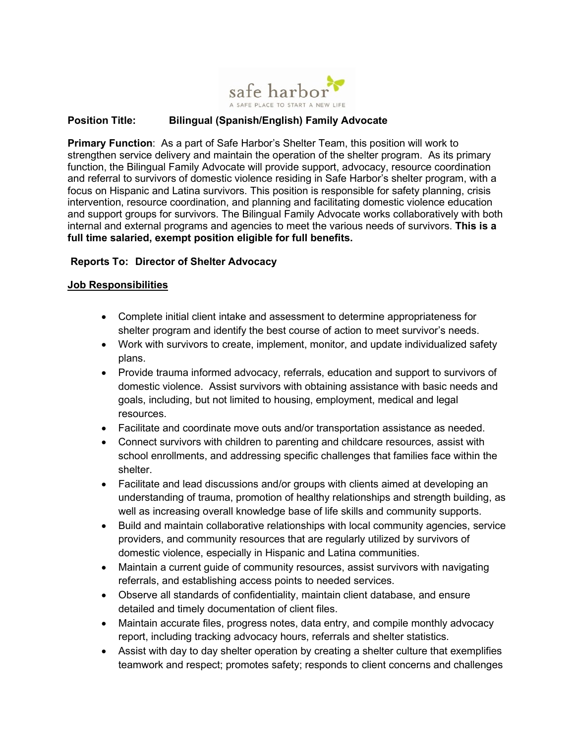safe harbor

A SAFE PLACE TO START A NEW LIFE

**Position Title: Bilingual (Spanish/English) Family Advocate**

**Primary Function**: As a part of Safe Harbor's Shelter Team, this position will work to strengthen service delivery and maintain the operation of the shelter program. As its primary function, the Bilingual Family Advocate will provide support, advocacy, resource coordination and referral to survivors of domestic violence residing in Safe Harbor's shelter program, with a focus on Hispanic and Latina survivors. This position is responsible for safety planning, crisis intervention, resource coordination, and planning and facilitating domestic violence education and support groups for survivors. The Bilingual Family Advocate works collaboratively with both internal and external programs and agencies to meet the various needs of survivors. **This is a full time salaried, exempt position eligible for full benefits.**

**Reports To: Director of Shelter Advocacy**

**Job Responsibilities**

- Complete initial client intake and assessment to determine appropriateness for shelter program and identify the best course of action to meet survivor's needs.
- Work with survivors to create, implement, monitor, and update individualized safety plans.
- Provide trauma informed advocacy, referrals, education and support to survivors of domestic violence. Assist survivors with obtaining assistance with basic needs and goals, including, but not limited to housing, employment, medical and legal resources.
- Facilitate and coordinate move outs and/or transportation assistance as needed.
- Connect survivors with children to parenting and childcare resources, assist with school enrollments, and addressing specific challenges that families face within the shelter.
- Facilitate and lead discussions and/or groups with clients aimed at developing an understanding of trauma, promotion of healthy relationships and strength building, as well as increasing overall knowledge base of life skills and community supports.
- Build and maintain collaborative relationships with local community agencies, service providers, and community resources that are regularly utilized by survivors of domestic violence, especially in Hispanic and Latina communities.
- Maintain a current guide of community resources, assist survivors with navigating referrals, and establishing access points to needed services.
- Observe all standards of confidentiality, maintain client database, and ensure detailed and timely documentation of client files.
- Maintain accurate files, progress notes, data entry, and compile monthly advocacy report, including tracking advocacy hours, referrals and shelter statistics.
- Assist with day to day shelter operation by creating a shelter culture that exemplifies teamwork and respect; promotes safety; responds to client concerns and challenges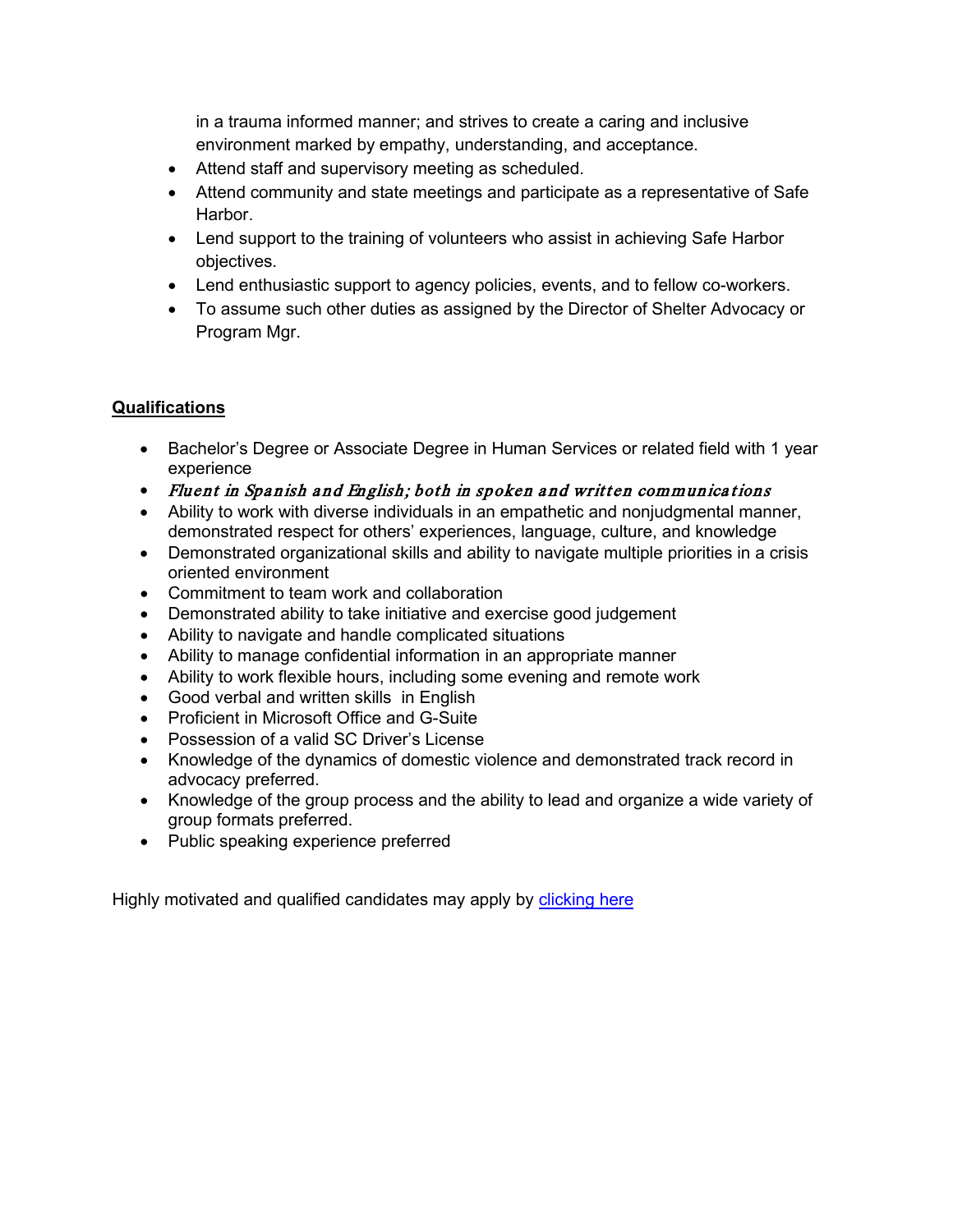in a trauma informed manner; and strives to create a caring and inclusive environment marked by empathy, understanding, and acceptance.

- Attend staff and supervisory meeting as scheduled.
- Attend community and state meetings and participate as a representative of Safe Harbor.
- Lend support to the training of volunteers who assist in achieving Safe Harbor objectives.
- Lend enthusiastic support to agency policies, events, and to fellow co-workers.
- To assume such other duties as assigned by the Director of Shelter Advocacy or Program Mgr.

**Qualifications**

- Bachelor's Degree or Associate Degree in Human Services or related field with 1 year experience
- *Fluent in Spanish and English; both in spoken and written communications*
- Ability to work with diverse individuals in an empathetic and nonjudgmental manner, demonstrated respect for others' experiences, language, culture, and knowledge
- Demonstrated organizational skills and ability to navigate multiple priorities in a crisis oriented environment
- Commitment to team work and collaboration
- Demonstrated ability to take initiative and exercise good judgement
- Ability to navigate and handle complicated situations
- Ability to manage confidential information in an appropriate manner
- Ability to work flexible hours, including some evening and remote work
- Good verbal and written skills in English
- Proficient in Microsoft Office and G-Suite
- Possession of a valid SC Driver's License
- Knowledge of the dynamics of domestic violence and demonstrated track record in advocacy preferred.
- Knowledge of the group process and the ability to lead and organize a wide variety of group formats preferred.
- Public speaking experience preferred

Highly motivated and qualified candidates may apply by clicking here